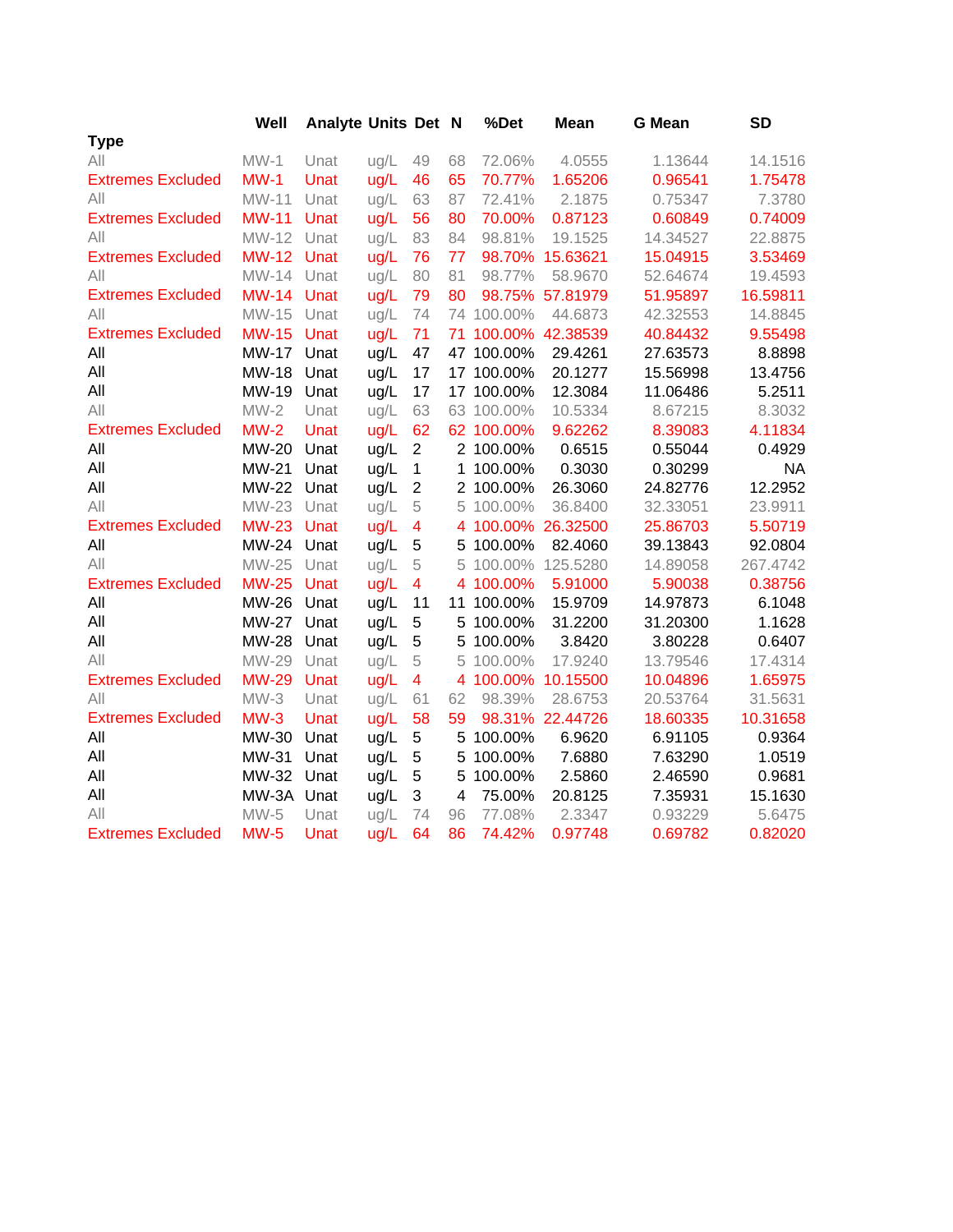| Type | Well | Analyte | Units | Det | N | %Det | Mean | G Mean | SD |
|---|---|---|---|---|---|---|---|---|---|
| All | MW-1 | Unat | ug/L | 49 | 68 | 72.06% | 4.0555 | 1.13644 | 14.1516 |
| Extremes Excluded | MW-1 | Unat | ug/L | 46 | 65 | 70.77% | 1.65206 | 0.96541 | 1.75478 |
| All | MW-11 | Unat | ug/L | 63 | 87 | 72.41% | 2.1875 | 0.75347 | 7.3780 |
| Extremes Excluded | MW-11 | Unat | ug/L | 56 | 80 | 70.00% | 0.87123 | 0.60849 | 0.74009 |
| All | MW-12 | Unat | ug/L | 83 | 84 | 98.81% | 19.1525 | 14.34527 | 22.8875 |
| Extremes Excluded | MW-12 | Unat | ug/L | 76 | 77 | 98.70% | 15.63621 | 15.04915 | 3.53469 |
| All | MW-14 | Unat | ug/L | 80 | 81 | 98.77% | 58.9670 | 52.64674 | 19.4593 |
| Extremes Excluded | MW-14 | Unat | ug/L | 79 | 80 | 98.75% | 57.81979 | 51.95897 | 16.59811 |
| All | MW-15 | Unat | ug/L | 74 | 74 | 100.00% | 44.6873 | 42.32553 | 14.8845 |
| Extremes Excluded | MW-15 | Unat | ug/L | 71 | 71 | 100.00% | 42.38539 | 40.84432 | 9.55498 |
| All | MW-17 | Unat | ug/L | 47 | 47 | 100.00% | 29.4261 | 27.63573 | 8.8898 |
| All | MW-18 | Unat | ug/L | 17 | 17 | 100.00% | 20.1277 | 15.56998 | 13.4756 |
| All | MW-19 | Unat | ug/L | 17 | 17 | 100.00% | 12.3084 | 11.06486 | 5.2511 |
| All | MW-2 | Unat | ug/L | 63 | 63 | 100.00% | 10.5334 | 8.67215 | 8.3032 |
| Extremes Excluded | MW-2 | Unat | ug/L | 62 | 62 | 100.00% | 9.62262 | 8.39083 | 4.11834 |
| All | MW-20 | Unat | ug/L | 2 | 2 | 100.00% | 0.6515 | 0.55044 | 0.4929 |
| All | MW-21 | Unat | ug/L | 1 | 1 | 100.00% | 0.3030 | 0.30299 | NA |
| All | MW-22 | Unat | ug/L | 2 | 2 | 100.00% | 26.3060 | 24.82776 | 12.2952 |
| All | MW-23 | Unat | ug/L | 5 | 5 | 100.00% | 36.8400 | 32.33051 | 23.9911 |
| Extremes Excluded | MW-23 | Unat | ug/L | 4 | 4 | 100.00% | 26.32500 | 25.86703 | 5.50719 |
| All | MW-24 | Unat | ug/L | 5 | 5 | 100.00% | 82.4060 | 39.13843 | 92.0804 |
| All | MW-25 | Unat | ug/L | 5 | 5 | 100.00% | 125.5280 | 14.89058 | 267.4742 |
| Extremes Excluded | MW-25 | Unat | ug/L | 4 | 4 | 100.00% | 5.91000 | 5.90038 | 0.38756 |
| All | MW-26 | Unat | ug/L | 11 | 11 | 100.00% | 15.9709 | 14.97873 | 6.1048 |
| All | MW-27 | Unat | ug/L | 5 | 5 | 100.00% | 31.2200 | 31.20300 | 1.1628 |
| All | MW-28 | Unat | ug/L | 5 | 5 | 100.00% | 3.8420 | 3.80228 | 0.6407 |
| All | MW-29 | Unat | ug/L | 5 | 5 | 100.00% | 17.9240 | 13.79546 | 17.4314 |
| Extremes Excluded | MW-29 | Unat | ug/L | 4 | 4 | 100.00% | 10.15500 | 10.04896 | 1.65975 |
| All | MW-3 | Unat | ug/L | 61 | 62 | 98.39% | 28.6753 | 20.53764 | 31.5631 |
| Extremes Excluded | MW-3 | Unat | ug/L | 58 | 59 | 98.31% | 22.44726 | 18.60335 | 10.31658 |
| All | MW-30 | Unat | ug/L | 5 | 5 | 100.00% | 6.9620 | 6.91105 | 0.9364 |
| All | MW-31 | Unat | ug/L | 5 | 5 | 100.00% | 7.6880 | 7.63290 | 1.0519 |
| All | MW-32 | Unat | ug/L | 5 | 5 | 100.00% | 2.5860 | 2.46590 | 0.9681 |
| All | MW-3A | Unat | ug/L | 3 | 4 | 75.00% | 20.8125 | 7.35931 | 15.1630 |
| All | MW-5 | Unat | ug/L | 74 | 96 | 77.08% | 2.3347 | 0.93229 | 5.6475 |
| Extremes Excluded | MW-5 | Unat | ug/L | 64 | 86 | 74.42% | 0.97748 | 0.69782 | 0.82020 |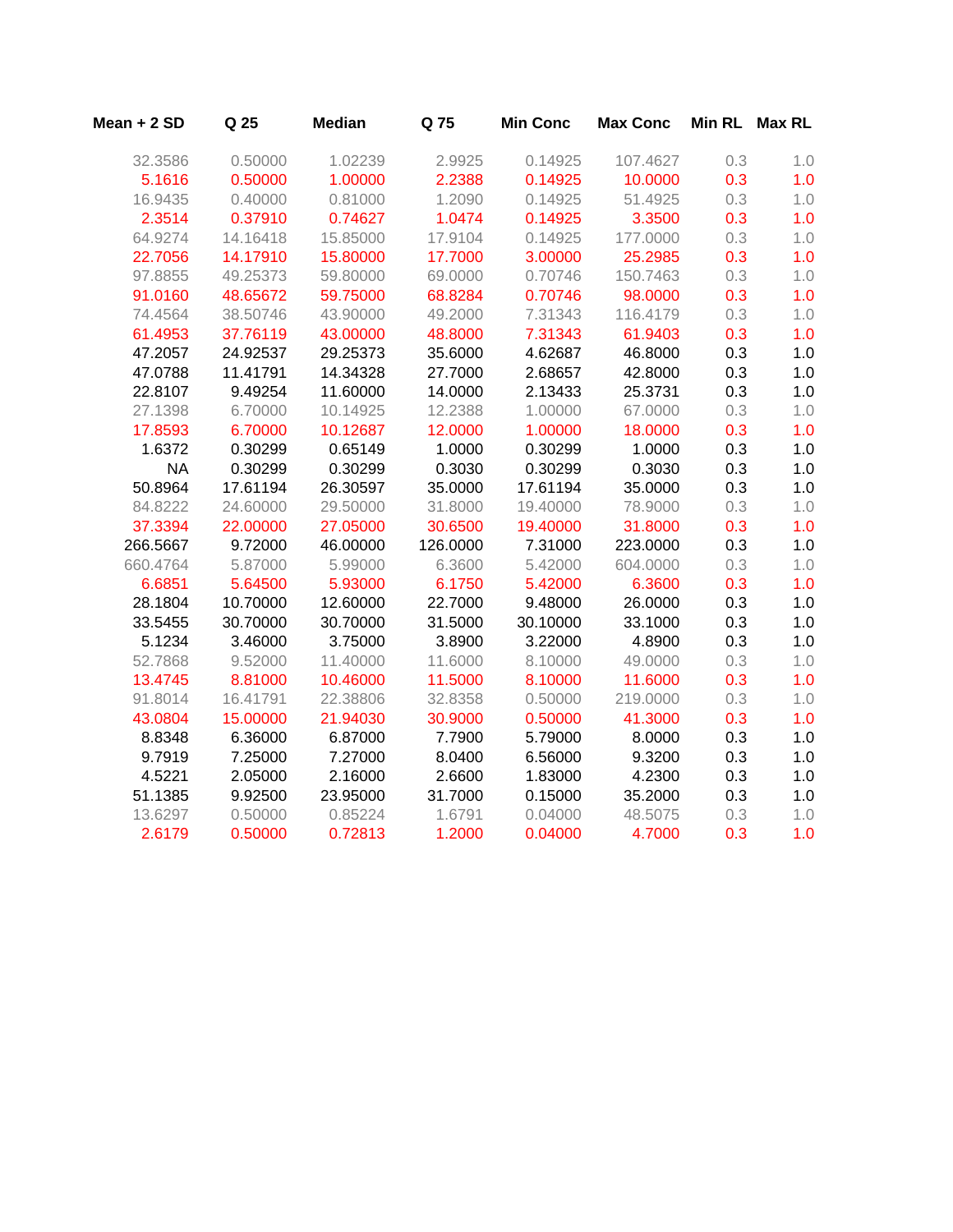| Mean + 2 SD | Q 25 | Median | Q 75 | Min Conc | Max Conc | Min RL | Max RL |
|---|---|---|---|---|---|---|---|
| 32.3586 | 0.50000 | 1.02239 | 2.9925 | 0.14925 | 107.4627 | 0.3 | 1.0 |
| 5.1616 | 0.50000 | 1.00000 | 2.2388 | 0.14925 | 10.0000 | 0.3 | 1.0 |
| 16.9435 | 0.40000 | 0.81000 | 1.2090 | 0.14925 | 51.4925 | 0.3 | 1.0 |
| 2.3514 | 0.37910 | 0.74627 | 1.0474 | 0.14925 | 3.3500 | 0.3 | 1.0 |
| 64.9274 | 14.16418 | 15.85000 | 17.9104 | 0.14925 | 177.0000 | 0.3 | 1.0 |
| 22.7056 | 14.17910 | 15.80000 | 17.7000 | 3.00000 | 25.2985 | 0.3 | 1.0 |
| 97.8855 | 49.25373 | 59.80000 | 69.0000 | 0.70746 | 150.7463 | 0.3 | 1.0 |
| 91.0160 | 48.65672 | 59.75000 | 68.8284 | 0.70746 | 98.0000 | 0.3 | 1.0 |
| 74.4564 | 38.50746 | 43.90000 | 49.2000 | 7.31343 | 116.4179 | 0.3 | 1.0 |
| 61.4953 | 37.76119 | 43.00000 | 48.8000 | 7.31343 | 61.9403 | 0.3 | 1.0 |
| 47.2057 | 24.92537 | 29.25373 | 35.6000 | 4.62687 | 46.8000 | 0.3 | 1.0 |
| 47.0788 | 11.41791 | 14.34328 | 27.7000 | 2.68657 | 42.8000 | 0.3 | 1.0 |
| 22.8107 | 9.49254 | 11.60000 | 14.0000 | 2.13433 | 25.3731 | 0.3 | 1.0 |
| 27.1398 | 6.70000 | 10.14925 | 12.2388 | 1.00000 | 67.0000 | 0.3 | 1.0 |
| 17.8593 | 6.70000 | 10.12687 | 12.0000 | 1.00000 | 18.0000 | 0.3 | 1.0 |
| 1.6372 | 0.30299 | 0.65149 | 1.0000 | 0.30299 | 1.0000 | 0.3 | 1.0 |
| NA | 0.30299 | 0.30299 | 0.3030 | 0.30299 | 0.3030 | 0.3 | 1.0 |
| 50.8964 | 17.61194 | 26.30597 | 35.0000 | 17.61194 | 35.0000 | 0.3 | 1.0 |
| 84.8222 | 24.60000 | 29.50000 | 31.8000 | 19.40000 | 78.9000 | 0.3 | 1.0 |
| 37.3394 | 22.00000 | 27.05000 | 30.6500 | 19.40000 | 31.8000 | 0.3 | 1.0 |
| 266.5667 | 9.72000 | 46.00000 | 126.0000 | 7.31000 | 223.0000 | 0.3 | 1.0 |
| 660.4764 | 5.87000 | 5.99000 | 6.3600 | 5.42000 | 604.0000 | 0.3 | 1.0 |
| 6.6851 | 5.64500 | 5.93000 | 6.1750 | 5.42000 | 6.3600 | 0.3 | 1.0 |
| 28.1804 | 10.70000 | 12.60000 | 22.7000 | 9.48000 | 26.0000 | 0.3 | 1.0 |
| 33.5455 | 30.70000 | 30.70000 | 31.5000 | 30.10000 | 33.1000 | 0.3 | 1.0 |
| 5.1234 | 3.46000 | 3.75000 | 3.8900 | 3.22000 | 4.8900 | 0.3 | 1.0 |
| 52.7868 | 9.52000 | 11.40000 | 11.6000 | 8.10000 | 49.0000 | 0.3 | 1.0 |
| 13.4745 | 8.81000 | 10.46000 | 11.5000 | 8.10000 | 11.6000 | 0.3 | 1.0 |
| 91.8014 | 16.41791 | 22.38806 | 32.8358 | 0.50000 | 219.0000 | 0.3 | 1.0 |
| 43.0804 | 15.00000 | 21.94030 | 30.9000 | 0.50000 | 41.3000 | 0.3 | 1.0 |
| 8.8348 | 6.36000 | 6.87000 | 7.7900 | 5.79000 | 8.0000 | 0.3 | 1.0 |
| 9.7919 | 7.25000 | 7.27000 | 8.0400 | 6.56000 | 9.3200 | 0.3 | 1.0 |
| 4.5221 | 2.05000 | 2.16000 | 2.6600 | 1.83000 | 4.2300 | 0.3 | 1.0 |
| 51.1385 | 9.92500 | 23.95000 | 31.7000 | 0.15000 | 35.2000 | 0.3 | 1.0 |
| 13.6297 | 0.50000 | 0.85224 | 1.6791 | 0.04000 | 48.5075 | 0.3 | 1.0 |
| 2.6179 | 0.50000 | 0.72813 | 1.2000 | 0.04000 | 4.7000 | 0.3 | 1.0 |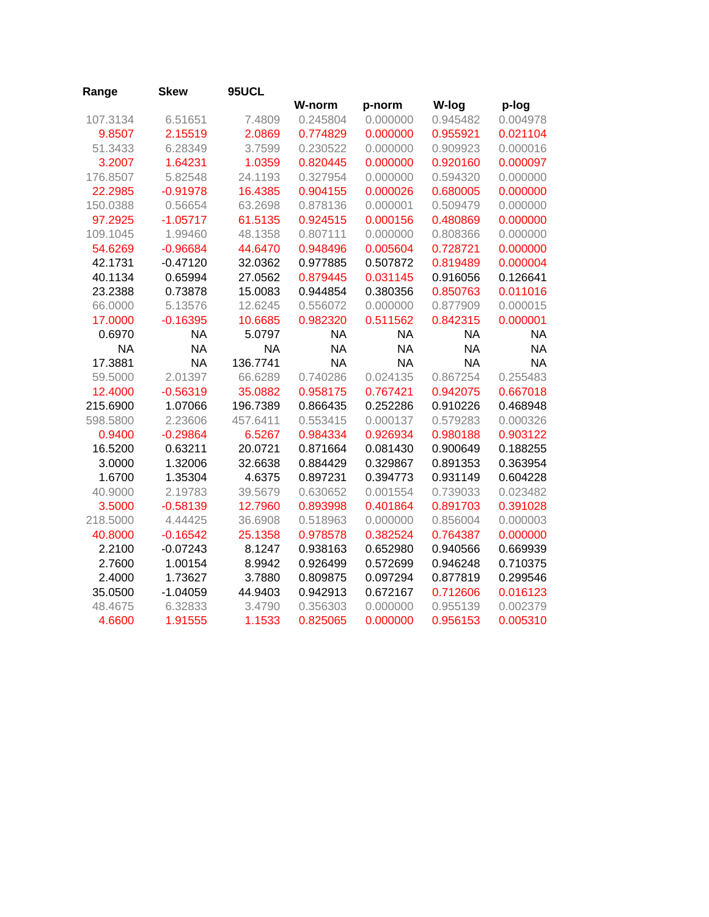| Range | Skew | 95UCL | W-norm | p-norm | W-log | p-log |
|---|---|---|---|---|---|---|
| 107.3134 | 6.51651 | 7.4809 | 0.245804 | 0.000000 | 0.945482 | 0.004978 |
| 9.8507 | 2.15519 | 2.0869 | 0.774829 | 0.000000 | 0.955921 | 0.021104 |
| 51.3433 | 6.28349 | 3.7599 | 0.230522 | 0.000000 | 0.909923 | 0.000016 |
| 3.2007 | 1.64231 | 1.0359 | 0.820445 | 0.000000 | 0.920160 | 0.000097 |
| 176.8507 | 5.82548 | 24.1193 | 0.327954 | 0.000000 | 0.594320 | 0.000000 |
| 22.2985 | -0.91978 | 16.4385 | 0.904155 | 0.000026 | 0.680005 | 0.000000 |
| 150.0388 | 0.56654 | 63.2698 | 0.878136 | 0.000001 | 0.509479 | 0.000000 |
| 97.2925 | -1.05717 | 61.5135 | 0.924515 | 0.000156 | 0.480869 | 0.000000 |
| 109.1045 | 1.99460 | 48.1358 | 0.807111 | 0.000000 | 0.808366 | 0.000000 |
| 54.6269 | -0.96684 | 44.6470 | 0.948496 | 0.005604 | 0.728721 | 0.000000 |
| 42.1731 | -0.47120 | 32.0362 | 0.977885 | 0.507872 | 0.819489 | 0.000004 |
| 40.1134 | 0.65994 | 27.0562 | 0.879445 | 0.031145 | 0.916056 | 0.126641 |
| 23.2388 | 0.73878 | 15.0083 | 0.944854 | 0.380356 | 0.850763 | 0.011016 |
| 66.0000 | 5.13576 | 12.6245 | 0.556072 | 0.000000 | 0.877909 | 0.000015 |
| 17.0000 | -0.16395 | 10.6685 | 0.982320 | 0.511562 | 0.842315 | 0.000001 |
| 0.6970 | NA | 5.0797 | NA | NA | NA | NA |
| NA | NA | NA | NA | NA | NA | NA |
| 17.3881 | NA | 136.7741 | NA | NA | NA | NA |
| 59.5000 | 2.01397 | 66.6289 | 0.740286 | 0.024135 | 0.867254 | 0.255483 |
| 12.4000 | -0.56319 | 35.0882 | 0.958175 | 0.767421 | 0.942075 | 0.667018 |
| 215.6900 | 1.07066 | 196.7389 | 0.866435 | 0.252286 | 0.910226 | 0.468948 |
| 598.5800 | 2.23606 | 457.6411 | 0.553415 | 0.000137 | 0.579283 | 0.000326 |
| 0.9400 | -0.29864 | 6.5267 | 0.984334 | 0.926934 | 0.980188 | 0.903122 |
| 16.5200 | 0.63211 | 20.0721 | 0.871664 | 0.081430 | 0.900649 | 0.188255 |
| 3.0000 | 1.32006 | 32.6638 | 0.884429 | 0.329867 | 0.891353 | 0.363954 |
| 1.6700 | 1.35304 | 4.6375 | 0.897231 | 0.394773 | 0.931149 | 0.604228 |
| 40.9000 | 2.19783 | 39.5679 | 0.630652 | 0.001554 | 0.739033 | 0.023482 |
| 3.5000 | -0.58139 | 12.7960 | 0.893998 | 0.401864 | 0.891703 | 0.391028 |
| 218.5000 | 4.44425 | 36.6908 | 0.518963 | 0.000000 | 0.856004 | 0.000003 |
| 40.8000 | -0.16542 | 25.1358 | 0.978578 | 0.382524 | 0.764387 | 0.000000 |
| 2.2100 | -0.07243 | 8.1247 | 0.938163 | 0.652980 | 0.940566 | 0.669939 |
| 2.7600 | 1.00154 | 8.9942 | 0.926499 | 0.572699 | 0.946248 | 0.710375 |
| 2.4000 | 1.73627 | 3.7880 | 0.809875 | 0.097294 | 0.877819 | 0.299546 |
| 35.0500 | -1.04059 | 44.9403 | 0.942913 | 0.672167 | 0.712606 | 0.016123 |
| 48.4675 | 6.32833 | 3.4790 | 0.356303 | 0.000000 | 0.955139 | 0.002379 |
| 4.6600 | 1.91555 | 1.1533 | 0.825065 | 0.000000 | 0.956153 | 0.005310 |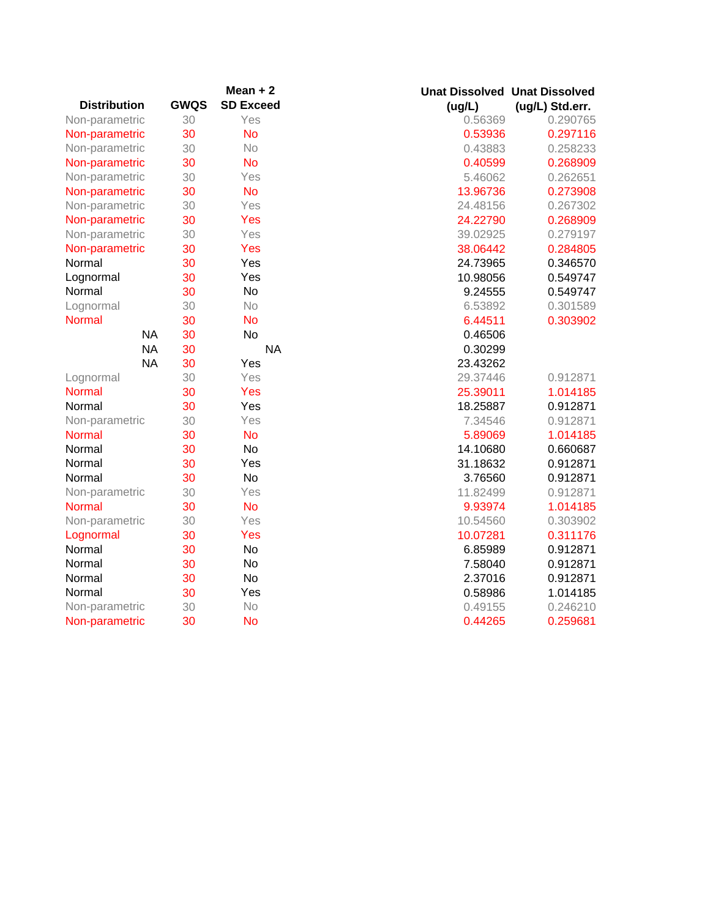| Distribution | GWQS | Mean + 2 SD Exceed | Unat Dissolved (ug/L) | Unat Dissolved (ug/L) Std.err. |
|---|---|---|---|---|
| Non-parametric | 30 | Yes | 0.56369 | 0.290765 |
| Non-parametric | 30 | No | 0.53936 | 0.297116 |
| Non-parametric | 30 | No | 0.43883 | 0.258233 |
| Non-parametric | 30 | No | 0.40599 | 0.268909 |
| Non-parametric | 30 | Yes | 5.46062 | 0.262651 |
| Non-parametric | 30 | No | 13.96736 | 0.273908 |
| Non-parametric | 30 | Yes | 24.48156 | 0.267302 |
| Non-parametric | 30 | Yes | 24.22790 | 0.268909 |
| Non-parametric | 30 | Yes | 39.02925 | 0.279197 |
| Non-parametric | 30 | Yes | 38.06442 | 0.284805 |
| Normal | 30 | Yes | 24.73965 | 0.346570 |
| Lognormal | 30 | Yes | 10.98056 | 0.549747 |
| Normal | 30 | No | 9.24555 | 0.549747 |
| Lognormal | 30 | No | 6.53892 | 0.301589 |
| Normal | 30 | No | 6.44511 | 0.303902 |
| NA | 30 | No | 0.46506 | |
| NA | 30 | NA | 0.30299 | |
| NA | 30 | Yes | 23.43262 | |
| Lognormal | 30 | Yes | 29.37446 | 0.912871 |
| Normal | 30 | Yes | 25.39011 | 1.014185 |
| Normal | 30 | Yes | 18.25887 | 0.912871 |
| Non-parametric | 30 | Yes | 7.34546 | 0.912871 |
| Normal | 30 | No | 5.89069 | 1.014185 |
| Normal | 30 | No | 14.10680 | 0.660687 |
| Normal | 30 | Yes | 31.18632 | 0.912871 |
| Normal | 30 | No | 3.76560 | 0.912871 |
| Non-parametric | 30 | Yes | 11.82499 | 0.912871 |
| Normal | 30 | No | 9.93974 | 1.014185 |
| Non-parametric | 30 | Yes | 10.54560 | 0.303902 |
| Lognormal | 30 | Yes | 10.07281 | 0.311176 |
| Normal | 30 | No | 6.85989 | 0.912871 |
| Normal | 30 | No | 7.58040 | 0.912871 |
| Normal | 30 | No | 2.37016 | 0.912871 |
| Normal | 30 | Yes | 0.58986 | 1.014185 |
| Non-parametric | 30 | No | 0.49155 | 0.246210 |
| Non-parametric | 30 | No | 0.44265 | 0.259681 |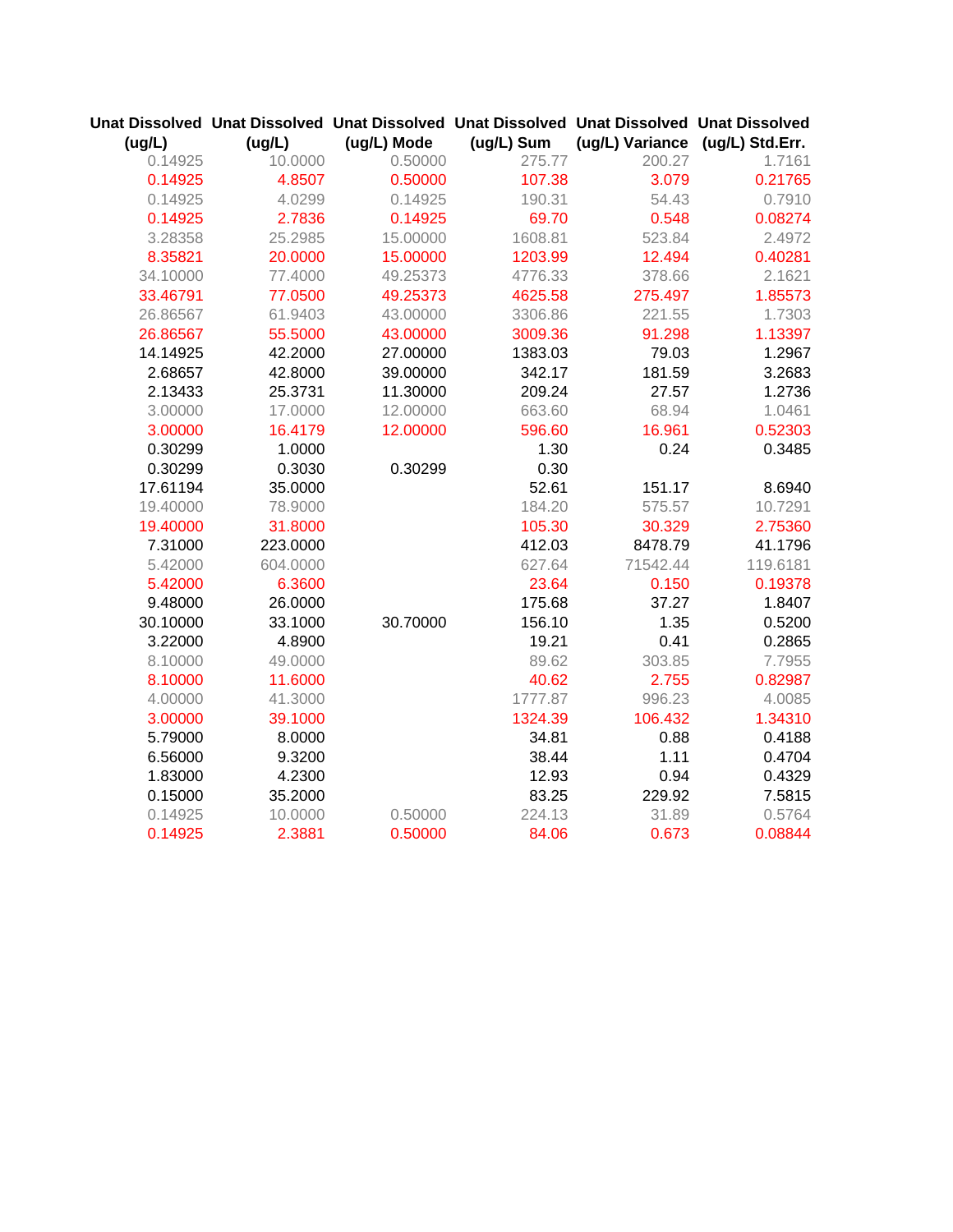| Unat Dissolved (ug/L) | Unat Dissolved (ug/L) | Unat Dissolved (ug/L) Mode | Unat Dissolved (ug/L) Sum | Unat Dissolved (ug/L) Variance | Unat Dissolved (ug/L) Std.Err. |
|---|---|---|---|---|---|
| 0.14925 | 10.0000 | 0.50000 | 275.77 | 200.27 | 1.7161 |
| 0.14925 | 4.8507 | 0.50000 | 107.38 | 3.079 | 0.21765 |
| 0.14925 | 4.0299 | 0.14925 | 190.31 | 54.43 | 0.7910 |
| 0.14925 | 2.7836 | 0.14925 | 69.70 | 0.548 | 0.08274 |
| 3.28358 | 25.2985 | 15.00000 | 1608.81 | 523.84 | 2.4972 |
| 8.35821 | 20.0000 | 15.00000 | 1203.99 | 12.494 | 0.40281 |
| 34.10000 | 77.4000 | 49.25373 | 4776.33 | 378.66 | 2.1621 |
| 33.46791 | 77.0500 | 49.25373 | 4625.58 | 275.497 | 1.85573 |
| 26.86567 | 61.9403 | 43.00000 | 3306.86 | 221.55 | 1.7303 |
| 26.86567 | 55.5000 | 43.00000 | 3009.36 | 91.298 | 1.13397 |
| 14.14925 | 42.2000 | 27.00000 | 1383.03 | 79.03 | 1.2967 |
| 2.68657 | 42.8000 | 39.00000 | 342.17 | 181.59 | 3.2683 |
| 2.13433 | 25.3731 | 11.30000 | 209.24 | 27.57 | 1.2736 |
| 3.00000 | 17.0000 | 12.00000 | 663.60 | 68.94 | 1.0461 |
| 3.00000 | 16.4179 | 12.00000 | 596.60 | 16.961 | 0.52303 |
| 0.30299 | 1.0000 | | 1.30 | 0.24 | 0.3485 |
| 0.30299 | 0.3030 | 0.30299 | 0.30 | | |
| 17.61194 | 35.0000 | | 52.61 | 151.17 | 8.6940 |
| 19.40000 | 78.9000 | | 184.20 | 575.57 | 10.7291 |
| 19.40000 | 31.8000 | | 105.30 | 30.329 | 2.75360 |
| 7.31000 | 223.0000 | | 412.03 | 8478.79 | 41.1796 |
| 5.42000 | 604.0000 | | 627.64 | 71542.44 | 119.6181 |
| 5.42000 | 6.3600 | | 23.64 | 0.150 | 0.19378 |
| 9.48000 | 26.0000 | | 175.68 | 37.27 | 1.8407 |
| 30.10000 | 33.1000 | 30.70000 | 156.10 | 1.35 | 0.5200 |
| 3.22000 | 4.8900 | | 19.21 | 0.41 | 0.2865 |
| 8.10000 | 49.0000 | | 89.62 | 303.85 | 7.7955 |
| 8.10000 | 11.6000 | | 40.62 | 2.755 | 0.82987 |
| 4.00000 | 41.3000 | | 1777.87 | 996.23 | 4.0085 |
| 3.00000 | 39.1000 | | 1324.39 | 106.432 | 1.34310 |
| 5.79000 | 8.0000 | | 34.81 | 0.88 | 0.4188 |
| 6.56000 | 9.3200 | | 38.44 | 1.11 | 0.4704 |
| 1.83000 | 4.2300 | | 12.93 | 0.94 | 0.4329 |
| 0.15000 | 35.2000 | | 83.25 | 229.92 | 7.5815 |
| 0.14925 | 10.0000 | 0.50000 | 224.13 | 31.89 | 0.5764 |
| 0.14925 | 2.3881 | 0.50000 | 84.06 | 0.673 | 0.08844 |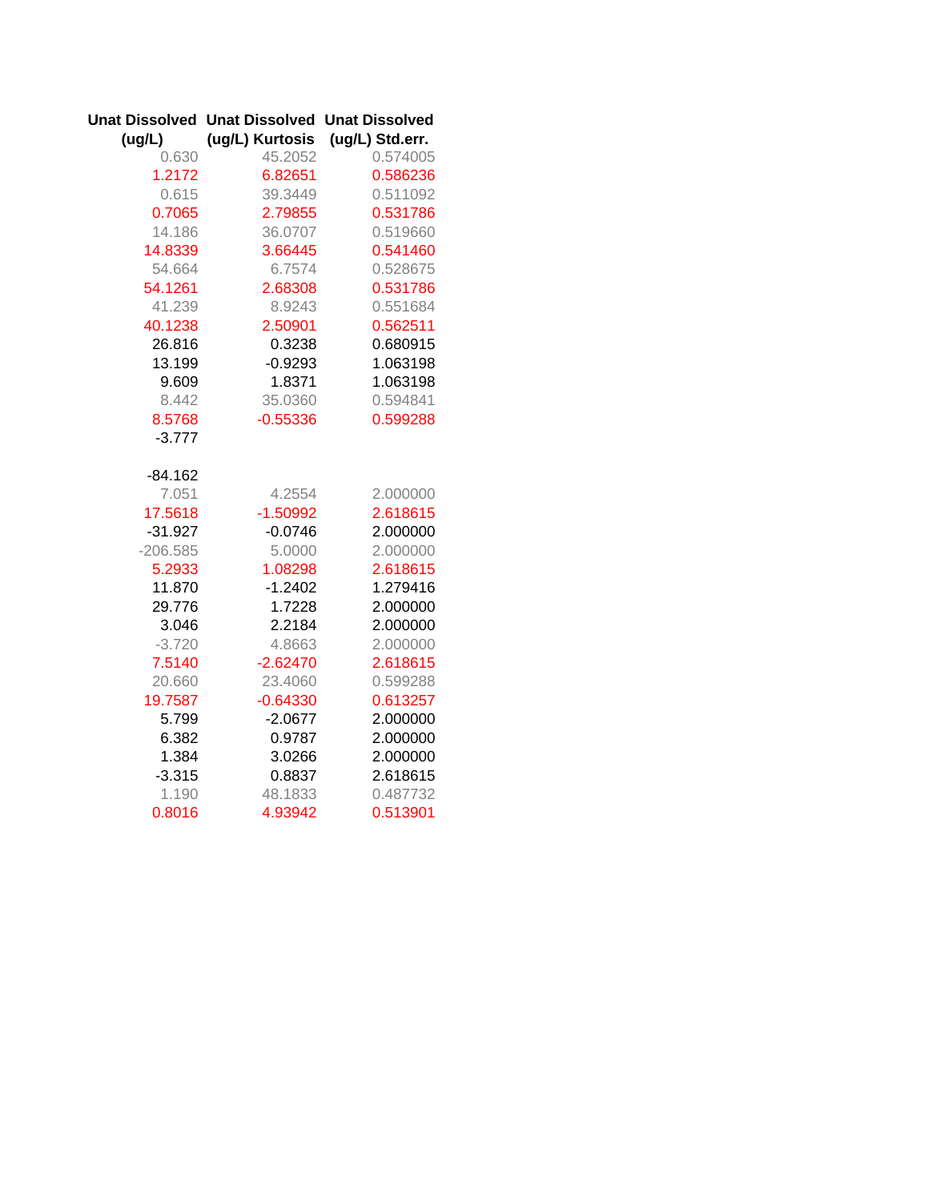| Unat Dissolved (ug/L) | Unat Dissolved (ug/L) Kurtosis | Unat Dissolved (ug/L) Std.err. |
|---|---|---|
| 0.630 | 45.2052 | 0.574005 |
| 1.2172 | 6.82651 | 0.586236 |
| 0.615 | 39.3449 | 0.511092 |
| 0.7065 | 2.79855 | 0.531786 |
| 14.186 | 36.0707 | 0.519660 |
| 14.8339 | 3.66445 | 0.541460 |
| 54.664 | 6.7574 | 0.528675 |
| 54.1261 | 2.68308 | 0.531786 |
| 41.239 | 8.9243 | 0.551684 |
| 40.1238 | 2.50901 | 0.562511 |
| 26.816 | 0.3238 | 0.680915 |
| 13.199 | -0.9293 | 1.063198 |
| 9.609 | 1.8371 | 1.063198 |
| 8.442 | 35.0360 | 0.594841 |
| 8.5768 | -0.55336 | 0.599288 |
| -3.777 | | |
| | | |
| -84.162 | | |
| 7.051 | 4.2554 | 2.000000 |
| 17.5618 | -1.50992 | 2.618615 |
| -31.927 | -0.0746 | 2.000000 |
| -206.585 | 5.0000 | 2.000000 |
| 5.2933 | 1.08298 | 2.618615 |
| 11.870 | -1.2402 | 1.279416 |
| 29.776 | 1.7228 | 2.000000 |
| 3.046 | 2.2184 | 2.000000 |
| -3.720 | 4.8663 | 2.000000 |
| 7.5140 | -2.62470 | 2.618615 |
| 20.660 | 23.4060 | 0.599288 |
| 19.7587 | -0.64330 | 0.613257 |
| 5.799 | -2.0677 | 2.000000 |
| 6.382 | 0.9787 | 2.000000 |
| 1.384 | 3.0266 | 2.000000 |
| -3.315 | 0.8837 | 2.618615 |
| 1.190 | 48.1833 | 0.487732 |
| 0.8016 | 4.93942 | 0.513901 |